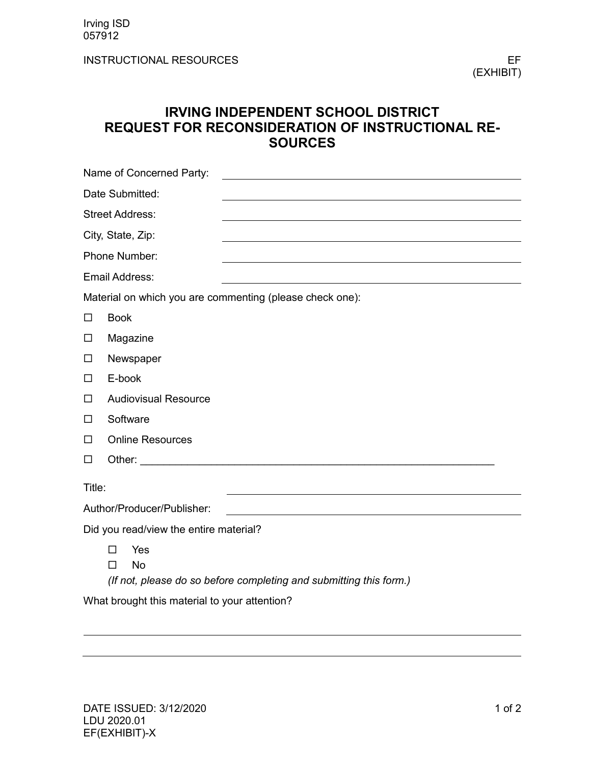Irving ISD
057912

INSTRUCTIONAL RESOURCES — EF (EXHIBIT)

# IRVING INDEPENDENT SCHOOL DISTRICT
# REQUEST FOR RECONSIDERATION OF INSTRUCTIONAL RESOURCES

Name of Concerned Party: ______________________________

Date Submitted: ______________________________

Street Address: ______________________________

City, State, Zip: ______________________________

Phone Number: ______________________________

Email Address: ______________________________

Material on which you are commenting (please check one):

- ☐ Book
- ☐ Magazine
- ☐ Newspaper
- ☐ E-book
- ☐ Audiovisual Resource
- ☐ Software
- ☐ Online Resources
- ☐ Other: ______________________________

Title: ______________________________

Author/Producer/Publisher: ______________________________

Did you read/view the entire material?

- ☐ Yes
- ☐ No

*(If not, please do so before completing and submitting this form.)*

What brought this material to your attention?

______________________________

______________________________

DATE ISSUED: 3/12/2020
LDU 2020.01
EF(EXHIBIT)-X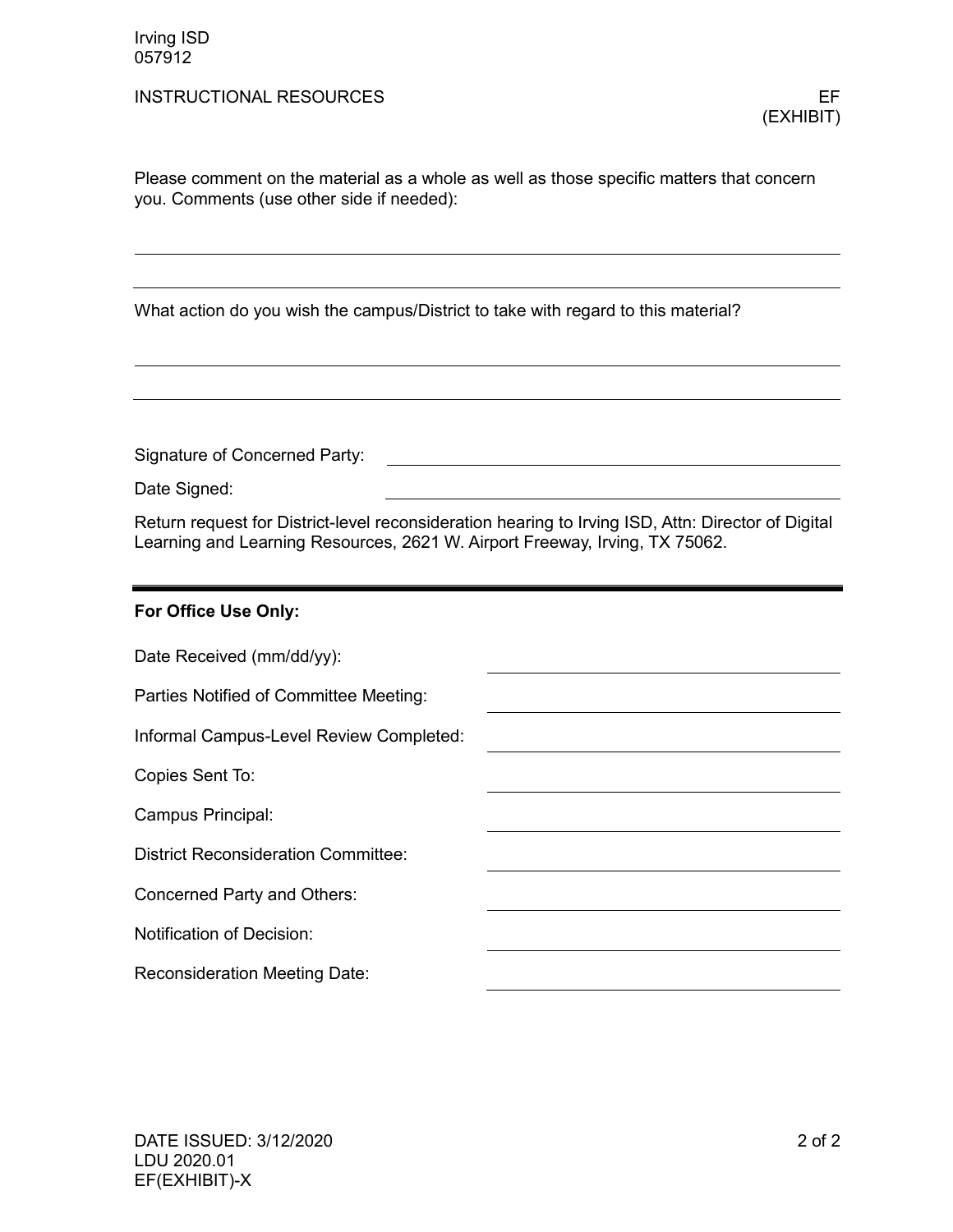Please comment on the material as a whole as well as those specific matters that concern you. Comments (use other side if needed):

\_\_\_\_\_\_\_\_\_\_\_\_\_\_\_\_\_\_\_\_\_\_\_\_\_\_\_\_\_\_\_\_\_\_\_\_\_\_\_\_\_\_\_\_\_\_\_\_\_\_\_\_\_\_\_\_\_\_\_\_

\_\_\_\_\_\_\_\_\_\_\_\_\_\_\_\_\_\_\_\_\_\_\_\_\_\_\_\_\_\_\_\_\_\_\_\_\_\_\_\_\_\_\_\_\_\_\_\_\_\_\_\_\_\_\_\_\_\_\_\_

What action do you wish the campus/District to take with regard to this material?

\_\_\_\_\_\_\_\_\_\_\_\_\_\_\_\_\_\_\_\_\_\_\_\_\_\_\_\_\_\_\_\_\_\_\_\_\_\_\_\_\_\_\_\_\_\_\_\_\_\_\_\_\_\_\_\_\_\_\_\_

\_\_\_\_\_\_\_\_\_\_\_\_\_\_\_\_\_\_\_\_\_\_\_\_\_\_\_\_\_\_\_\_\_\_\_\_\_\_\_\_\_\_\_\_\_\_\_\_\_\_\_\_\_\_\_\_\_\_\_\_

Signature of Concerned Party: \_\_\_\_\_\_\_\_\_\_\_\_\_\_\_\_\_\_\_\_\_\_\_\_\_\_\_\_\_\_\_\_\_\_\_\_

Date Signed: \_\_\_\_\_\_\_\_\_\_\_\_\_\_\_\_\_\_\_\_\_\_\_\_\_\_\_\_\_\_\_\_\_\_\_\_

Return request for District-level reconsideration hearing to Irving ISD, Attn: Director of Digital Learning and Learning Resources, 2621 W. Airport Freeway, Irving, TX 75062.

---

**For Office Use Only:**

Date Received (mm/dd/yy): \_\_\_\_\_\_\_\_\_\_\_\_\_\_\_\_\_\_\_\_\_\_\_\_\_\_

Parties Notified of Committee Meeting: \_\_\_\_\_\_\_\_\_\_\_\_\_\_\_\_\_\_\_\_\_\_\_\_\_\_

Informal Campus-Level Review Completed: \_\_\_\_\_\_\_\_\_\_\_\_\_\_\_\_\_\_\_\_\_\_\_\_\_\_

Copies Sent To: \_\_\_\_\_\_\_\_\_\_\_\_\_\_\_\_\_\_\_\_\_\_\_\_\_\_

Campus Principal: \_\_\_\_\_\_\_\_\_\_\_\_\_\_\_\_\_\_\_\_\_\_\_\_\_\_

District Reconsideration Committee: \_\_\_\_\_\_\_\_\_\_\_\_\_\_\_\_\_\_\_\_\_\_\_\_\_\_

Concerned Party and Others: \_\_\_\_\_\_\_\_\_\_\_\_\_\_\_\_\_\_\_\_\_\_\_\_\_\_

Notification of Decision: \_\_\_\_\_\_\_\_\_\_\_\_\_\_\_\_\_\_\_\_\_\_\_\_\_\_

Reconsideration Meeting Date: \_\_\_\_\_\_\_\_\_\_\_\_\_\_\_\_\_\_\_\_\_\_\_\_\_\_